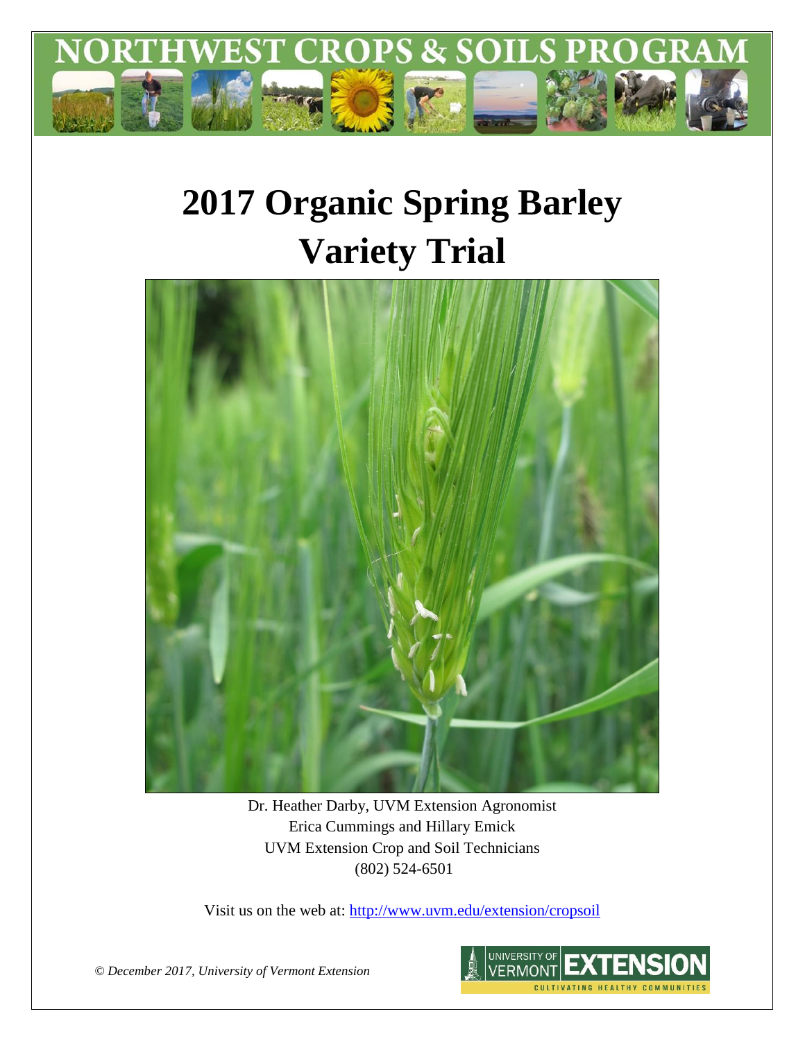NORTHWEST CROPS & SOILS PROGRAM

# 2017 Organic Spring Barley Variety Trial

Dr. Heather Darby, UVM Extension Agronomist
Erica Cummings and Hillary Emick
UVM Extension Crop and Soil Technicians
(802) 524-6501

Visit us on the web at: http://www.uvm.edu/extension/cropsoil

*© December 2017, University of Vermont Extension*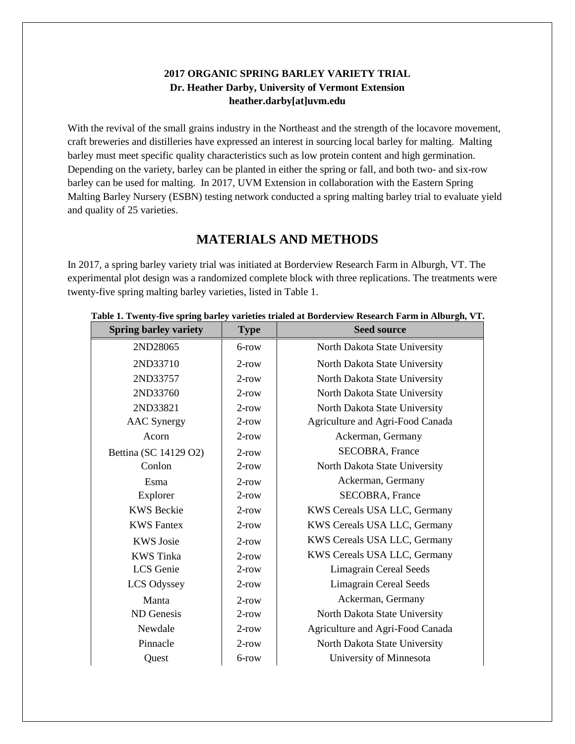**2017 ORGANIC SPRING BARLEY VARIETY TRIAL**
**Dr. Heather Darby, University of Vermont Extension**
**heather.darby[at]uvm.edu**

With the revival of the small grains industry in the Northeast and the strength of the locavore movement, craft breweries and distilleries have expressed an interest in sourcing local barley for malting. Malting barley must meet specific quality characteristics such as low protein content and high germination. Depending on the variety, barley can be planted in either the spring or fall, and both two- and six-row barley can be used for malting. In 2017, UVM Extension in collaboration with the Eastern Spring Malting Barley Nursery (ESBN) testing network conducted a spring malting barley trial to evaluate yield and quality of 25 varieties.

## MATERIALS AND METHODS

In 2017, a spring barley variety trial was initiated at Borderview Research Farm in Alburgh, VT. The experimental plot design was a randomized complete block with three replications. The treatments were twenty-five spring malting barley varieties, listed in Table 1.

**Table 1. Twenty-five spring barley varieties trialed at Borderview Research Farm in Alburgh, VT.**

| Spring barley variety | Type | Seed source |
|---|---|---|
| 2ND28065 | 6-row | North Dakota State University |
| 2ND33710 | 2-row | North Dakota State University |
| 2ND33757 | 2-row | North Dakota State University |
| 2ND33760 | 2-row | North Dakota State University |
| 2ND33821 | 2-row | North Dakota State University |
| AAC Synergy | 2-row | Agriculture and Agri-Food Canada |
| Acorn | 2-row | Ackerman, Germany |
| Bettina (SC 14129 O2) | 2-row | SECOBRA, France |
| Conlon | 2-row | North Dakota State University |
| Esma | 2-row | Ackerman, Germany |
| Explorer | 2-row | SECOBRA, France |
| KWS Beckie | 2-row | KWS Cereals USA LLC, Germany |
| KWS Fantex | 2-row | KWS Cereals USA LLC, Germany |
| KWS Josie | 2-row | KWS Cereals USA LLC, Germany |
| KWS Tinka | 2-row | KWS Cereals USA LLC, Germany |
| LCS Genie | 2-row | Limagrain Cereal Seeds |
| LCS Odyssey | 2-row | Limagrain Cereal Seeds |
| Manta | 2-row | Ackerman, Germany |
| ND Genesis | 2-row | North Dakota State University |
| Newdale | 2-row | Agriculture and Agri-Food Canada |
| Pinnacle | 2-row | North Dakota State University |
| Quest | 6-row | University of Minnesota |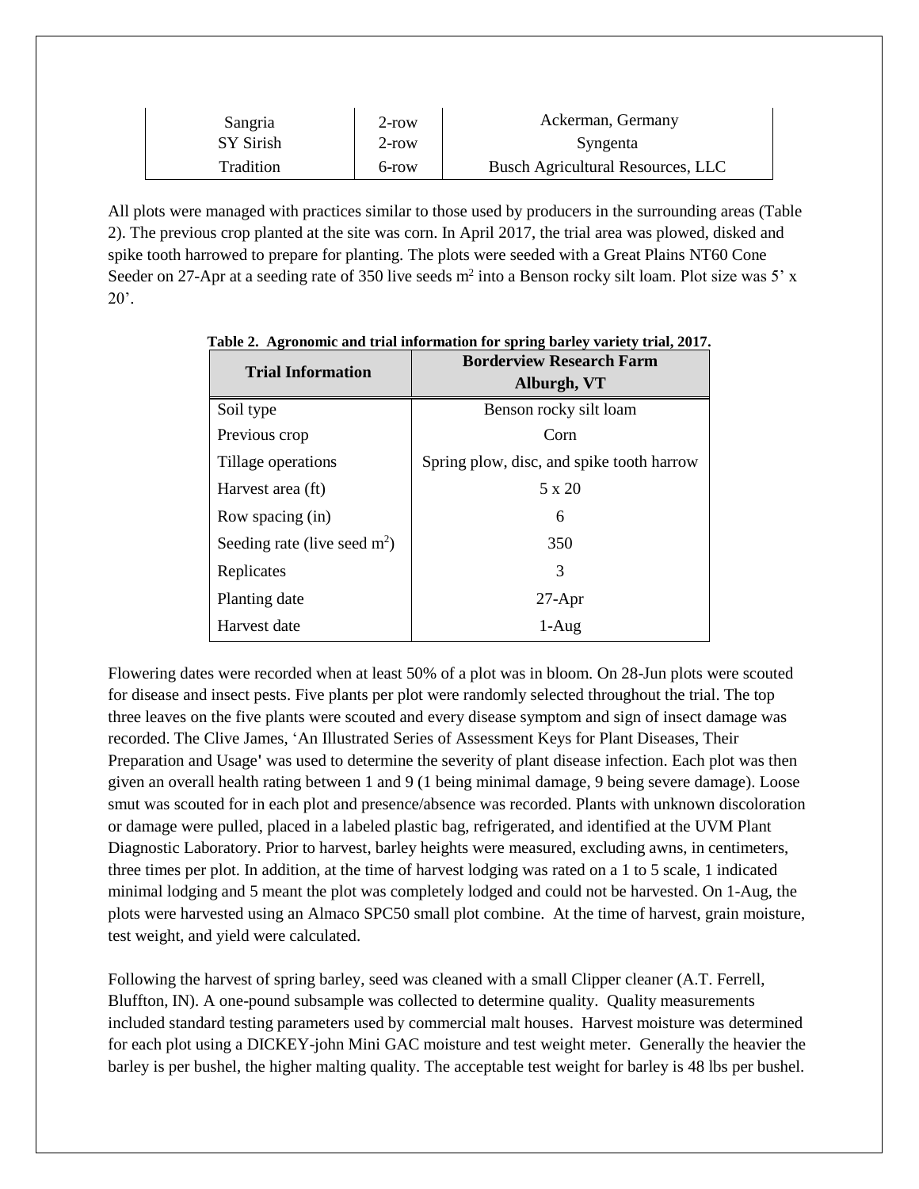| Sangria | 2-row | Ackerman, Germany |
|---|---|---|
| SY Sirish | 2-row | Syngenta |
| Tradition | 6-row | Busch Agricultural Resources, LLC |

All plots were managed with practices similar to those used by producers in the surrounding areas (Table 2). The previous crop planted at the site was corn. In April 2017, the trial area was plowed, disked and spike tooth harrowed to prepare for planting. The plots were seeded with a Great Plains NT60 Cone Seeder on 27-Apr at a seeding rate of 350 live seeds $m^2$ into a Benson rocky silt loam. Plot size was 5' x 20'.

**Table 2. Agronomic and trial information for spring barley variety trial, 2017.**

| Trial Information | Borderview Research Farm Alburgh, VT |
|---|---|
| Soil type | Benson rocky silt loam |
| Previous crop | Corn |
| Tillage operations | Spring plow, disc, and spike tooth harrow |
| Harvest area (ft) | 5 x 20 |
| Row spacing (in) | 6 |
| Seeding rate (live seed $m^2$) | 350 |
| Replicates | 3 |
| Planting date | 27-Apr |
| Harvest date | 1-Aug |

Flowering dates were recorded when at least 50% of a plot was in bloom. On 28-Jun plots were scouted for disease and insect pests. Five plants per plot were randomly selected throughout the trial. The top three leaves on the five plants were scouted and every disease symptom and sign of insect damage was recorded. The Clive James, 'An Illustrated Series of Assessment Keys for Plant Diseases, Their Preparation and Usage' was used to determine the severity of plant disease infection. Each plot was then given an overall health rating between 1 and 9 (1 being minimal damage, 9 being severe damage). Loose smut was scouted for in each plot and presence/absence was recorded. Plants with unknown discoloration or damage were pulled, placed in a labeled plastic bag, refrigerated, and identified at the UVM Plant Diagnostic Laboratory. Prior to harvest, barley heights were measured, excluding awns, in centimeters, three times per plot. In addition, at the time of harvest lodging was rated on a 1 to 5 scale, 1 indicated minimal lodging and 5 meant the plot was completely lodged and could not be harvested. On 1-Aug, the plots were harvested using an Almaco SPC50 small plot combine. At the time of harvest, grain moisture, test weight, and yield were calculated.

Following the harvest of spring barley, seed was cleaned with a small Clipper cleaner (A.T. Ferrell, Bluffton, IN). A one-pound subsample was collected to determine quality. Quality measurements included standard testing parameters used by commercial malt houses. Harvest moisture was determined for each plot using a DICKEY-john Mini GAC moisture and test weight meter. Generally the heavier the barley is per bushel, the higher malting quality. The acceptable test weight for barley is 48 lbs per bushel.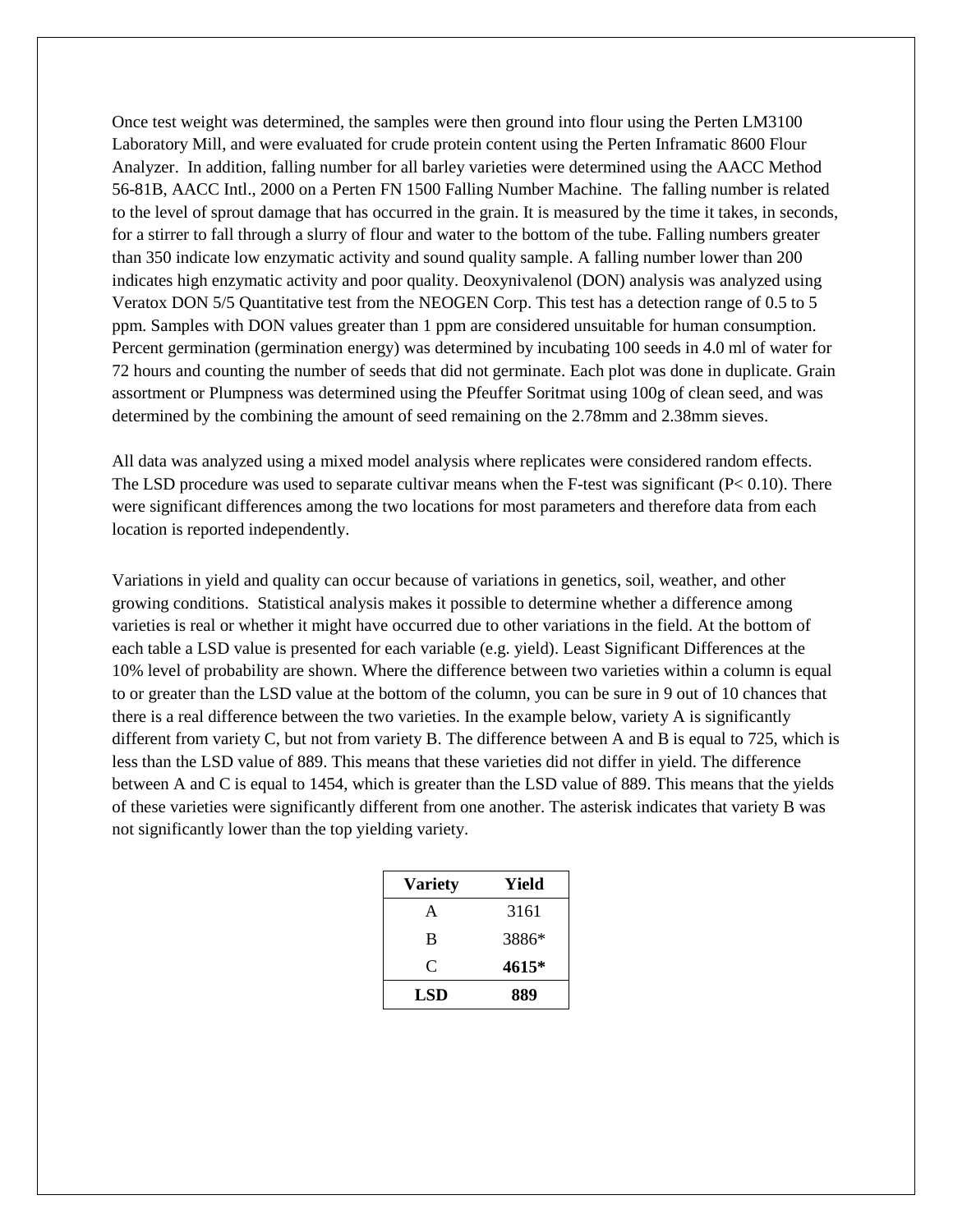Once test weight was determined, the samples were then ground into flour using the Perten LM3100 Laboratory Mill, and were evaluated for crude protein content using the Perten Inframatic 8600 Flour Analyzer. In addition, falling number for all barley varieties were determined using the AACC Method 56-81B, AACC Intl., 2000 on a Perten FN 1500 Falling Number Machine. The falling number is related to the level of sprout damage that has occurred in the grain. It is measured by the time it takes, in seconds, for a stirrer to fall through a slurry of flour and water to the bottom of the tube. Falling numbers greater than 350 indicate low enzymatic activity and sound quality sample. A falling number lower than 200 indicates high enzymatic activity and poor quality. Deoxynivalenol (DON) analysis was analyzed using Veratox DON 5/5 Quantitative test from the NEOGEN Corp. This test has a detection range of 0.5 to 5 ppm. Samples with DON values greater than 1 ppm are considered unsuitable for human consumption. Percent germination (germination energy) was determined by incubating 100 seeds in 4.0 ml of water for 72 hours and counting the number of seeds that did not germinate. Each plot was done in duplicate. Grain assortment or Plumpness was determined using the Pfeuffer Soritmat using 100g of clean seed, and was determined by the combining the amount of seed remaining on the 2.78mm and 2.38mm sieves.

All data was analyzed using a mixed model analysis where replicates were considered random effects. The LSD procedure was used to separate cultivar means when the F-test was significant ($P < 0.10$). There were significant differences among the two locations for most parameters and therefore data from each location is reported independently.

Variations in yield and quality can occur because of variations in genetics, soil, weather, and other growing conditions. Statistical analysis makes it possible to determine whether a difference among varieties is real or whether it might have occurred due to other variations in the field. At the bottom of each table a LSD value is presented for each variable (e.g. yield). Least Significant Differences at the 10% level of probability are shown. Where the difference between two varieties within a column is equal to or greater than the LSD value at the bottom of the column, you can be sure in 9 out of 10 chances that there is a real difference between the two varieties. In the example below, variety A is significantly different from variety C, but not from variety B. The difference between A and B is equal to 725, which is less than the LSD value of 889. This means that these varieties did not differ in yield. The difference between A and C is equal to 1454, which is greater than the LSD value of 889. This means that the yields of these varieties were significantly different from one another. The asterisk indicates that variety B was not significantly lower than the top yielding variety.

| Variety | Yield |
|---|---|
| A | 3161 |
| B | 3886* |
| C | **4615*** |
| **LSD** | **889** |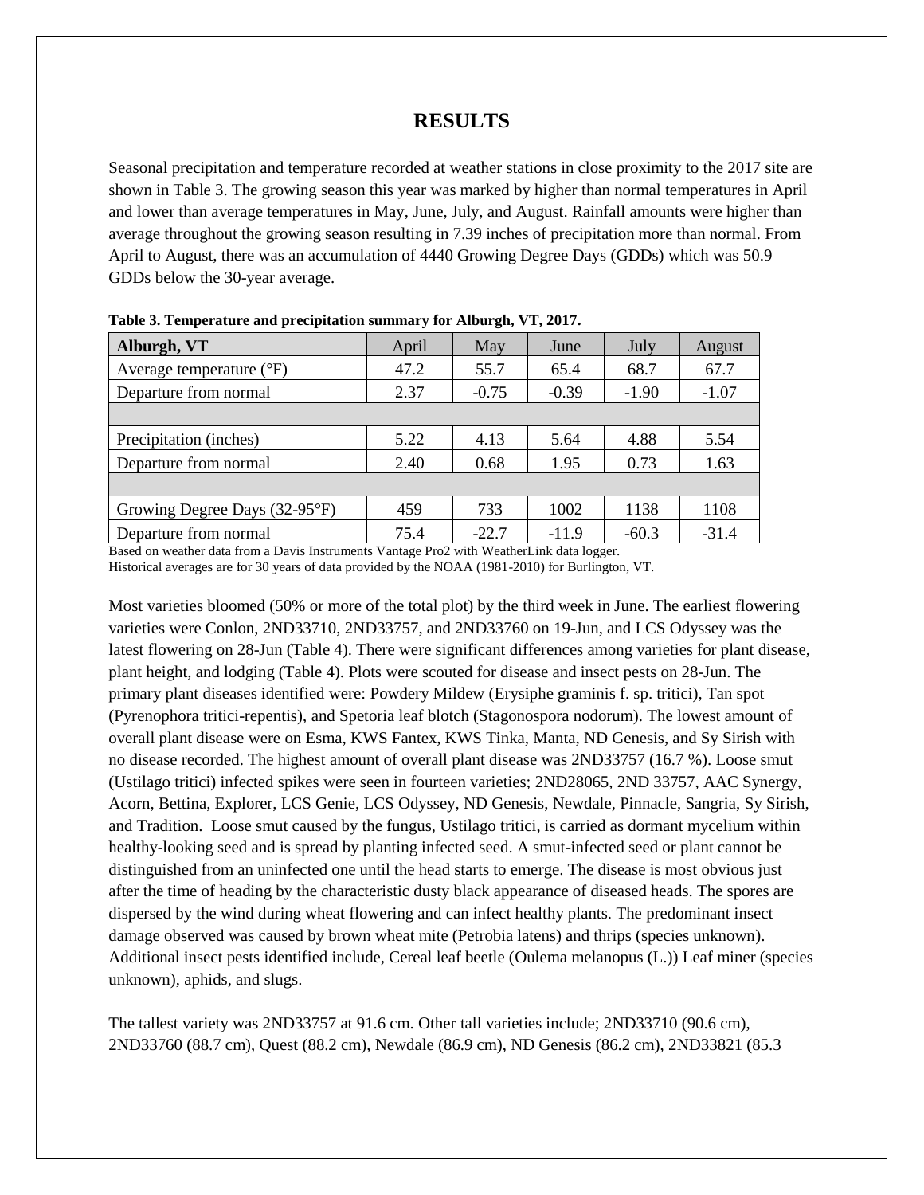# RESULTS

Seasonal precipitation and temperature recorded at weather stations in close proximity to the 2017 site are shown in Table 3. The growing season this year was marked by higher than normal temperatures in April and lower than average temperatures in May, June, July, and August. Rainfall amounts were higher than average throughout the growing season resulting in 7.39 inches of precipitation more than normal. From April to August, there was an accumulation of 4440 Growing Degree Days (GDDs) which was 50.9 GDDs below the 30-year average.

**Table 3. Temperature and precipitation summary for Alburgh, VT, 2017.**

| Alburgh, VT | April | May | June | July | August |
|---|---|---|---|---|---|
| Average temperature (°F) | 47.2 | 55.7 | 65.4 | 68.7 | 67.7 |
| Departure from normal | 2.37 | -0.75 | -0.39 | -1.90 | -1.07 |
| | | | | | |
| Precipitation (inches) | 5.22 | 4.13 | 5.64 | 4.88 | 5.54 |
| Departure from normal | 2.40 | 0.68 | 1.95 | 0.73 | 1.63 |
| | | | | | |
| Growing Degree Days (32-95°F) | 459 | 733 | 1002 | 1138 | 1108 |
| Departure from normal | 75.4 | -22.7 | -11.9 | -60.3 | -31.4 |

Based on weather data from a Davis Instruments Vantage Pro2 with WeatherLink data logger.
Historical averages are for 30 years of data provided by the NOAA (1981-2010) for Burlington, VT.

Most varieties bloomed (50% or more of the total plot) by the third week in June. The earliest flowering varieties were Conlon, 2ND33710, 2ND33757, and 2ND33760 on 19-Jun, and LCS Odyssey was the latest flowering on 28-Jun (Table 4). There were significant differences among varieties for plant disease, plant height, and lodging (Table 4). Plots were scouted for disease and insect pests on 28-Jun. The primary plant diseases identified were: Powdery Mildew (Erysiphe graminis f. sp. tritici), Tan spot (Pyrenophora tritici-repentis), and Spetoria leaf blotch (Stagonospora nodorum). The lowest amount of overall plant disease were on Esma, KWS Fantex, KWS Tinka, Manta, ND Genesis, and Sy Sirish with no disease recorded. The highest amount of overall plant disease was 2ND33757 (16.7 %). Loose smut (Ustilago tritici) infected spikes were seen in fourteen varieties; 2ND28065, 2ND 33757, AAC Synergy, Acorn, Bettina, Explorer, LCS Genie, LCS Odyssey, ND Genesis, Newdale, Pinnacle, Sangria, Sy Sirish, and Tradition. Loose smut caused by the fungus, Ustilago tritici, is carried as dormant mycelium within healthy-looking seed and is spread by planting infected seed. A smut-infected seed or plant cannot be distinguished from an uninfected one until the head starts to emerge. The disease is most obvious just after the time of heading by the characteristic dusty black appearance of diseased heads. The spores are dispersed by the wind during wheat flowering and can infect healthy plants. The predominant insect damage observed was caused by brown wheat mite (Petrobia latens) and thrips (species unknown). Additional insect pests identified include, Cereal leaf beetle (Oulema melanopus (L.)) Leaf miner (species unknown), aphids, and slugs.

The tallest variety was 2ND33757 at 91.6 cm. Other tall varieties include; 2ND33710 (90.6 cm), 2ND33760 (88.7 cm), Quest (88.2 cm), Newdale (86.9 cm), ND Genesis (86.2 cm), 2ND33821 (85.3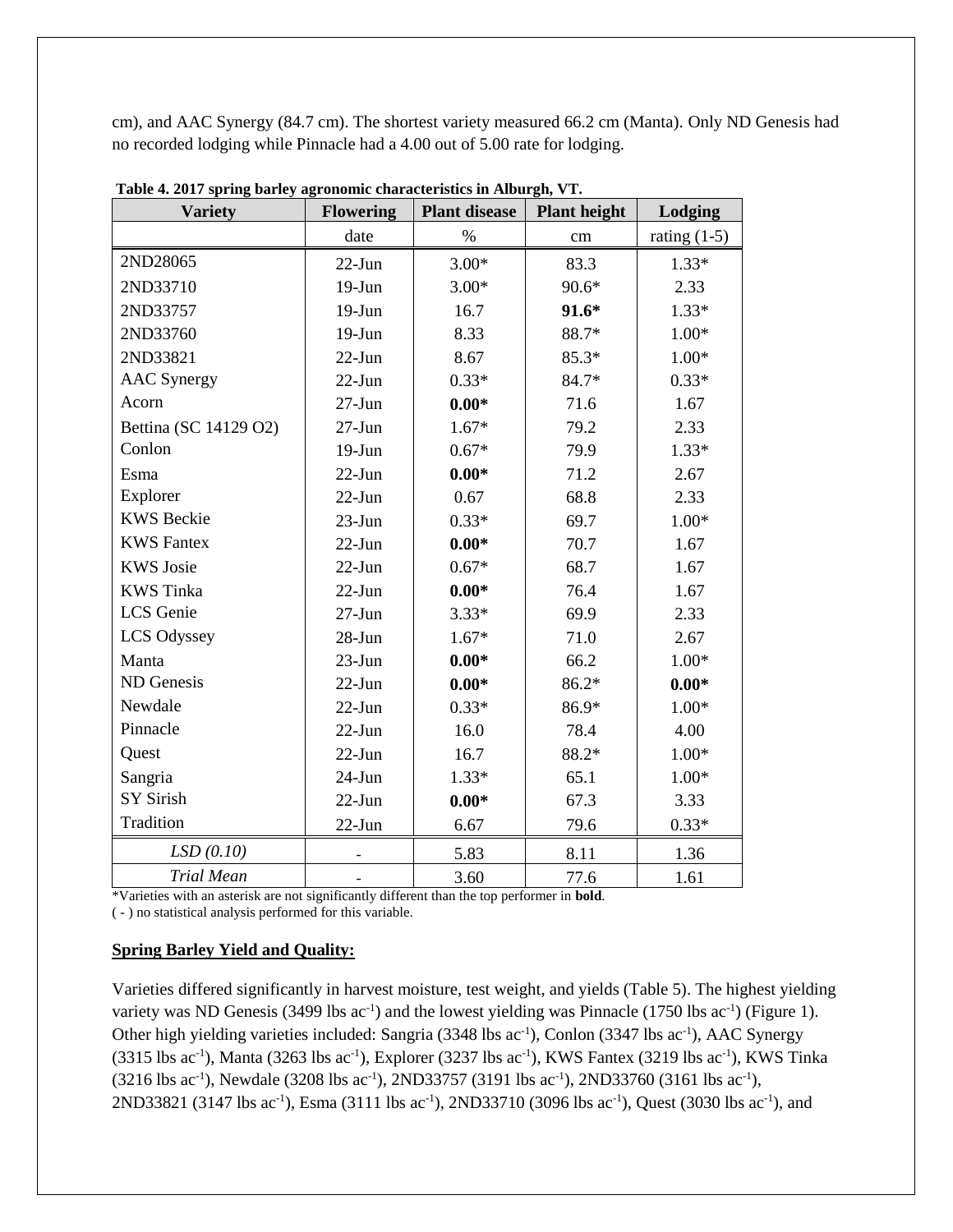cm), and AAC Synergy (84.7 cm). The shortest variety measured 66.2 cm (Manta). Only ND Genesis had no recorded lodging while Pinnacle had a 4.00 out of 5.00 rate for lodging.

**Table 4. 2017 spring barley agronomic characteristics in Alburgh, VT.**

| Variety | Flowering | Plant disease | Plant height | Lodging |
|---|---|---|---|---|
| | date | % | cm | rating (1-5) |
| 2ND28065 | 22-Jun | 3.00* | 83.3 | 1.33* |
| 2ND33710 | 19-Jun | 3.00* | 90.6* | 2.33 |
| 2ND33757 | 19-Jun | 16.7 | **91.6*** | 1.33* |
| 2ND33760 | 19-Jun | 8.33 | 88.7* | 1.00* |
| 2ND33821 | 22-Jun | 8.67 | 85.3* | 1.00* |
| AAC Synergy | 22-Jun | 0.33* | 84.7* | 0.33* |
| Acorn | 27-Jun | **0.00*** | 71.6 | 1.67 |
| Bettina (SC 14129 O2) | 27-Jun | 1.67* | 79.2 | 2.33 |
| Conlon | 19-Jun | 0.67* | 79.9 | 1.33* |
| Esma | 22-Jun | **0.00*** | 71.2 | 2.67 |
| Explorer | 22-Jun | 0.67 | 68.8 | 2.33 |
| KWS Beckie | 23-Jun | 0.33* | 69.7 | 1.00* |
| KWS Fantex | 22-Jun | **0.00*** | 70.7 | 1.67 |
| KWS Josie | 22-Jun | 0.67* | 68.7 | 1.67 |
| KWS Tinka | 22-Jun | **0.00*** | 76.4 | 1.67 |
| LCS Genie | 27-Jun | 3.33* | 69.9 | 2.33 |
| LCS Odyssey | 28-Jun | 1.67* | 71.0 | 2.67 |
| Manta | 23-Jun | **0.00*** | 66.2 | 1.00* |
| ND Genesis | 22-Jun | **0.00*** | 86.2* | **0.00*** |
| Newdale | 22-Jun | 0.33* | 86.9* | 1.00* |
| Pinnacle | 22-Jun | 16.0 | 78.4 | 4.00 |
| Quest | 22-Jun | 16.7 | 88.2* | 1.00* |
| Sangria | 24-Jun | 1.33* | 65.1 | 1.00* |
| SY Sirish | 22-Jun | **0.00*** | 67.3 | 3.33 |
| Tradition | 22-Jun | 6.67 | 79.6 | 0.33* |
| *LSD (0.10)* | - | 5.83 | 8.11 | 1.36 |
| *Trial Mean* | - | 3.60 | 77.6 | 1.61 |

*Varieties with an asterisk are not significantly different than the top performer in **bold**.
( - ) no statistical analysis performed for this variable.

**Spring Barley Yield and Quality:**

Varieties differed significantly in harvest moisture, test weight, and yields (Table 5). The highest yielding variety was ND Genesis (3499 lbs $ac^{-1}$) and the lowest yielding was Pinnacle (1750 lbs $ac^{-1}$) (Figure 1). Other high yielding varieties included: Sangria (3348 lbs $ac^{-1}$), Conlon (3347 lbs $ac^{-1}$), AAC Synergy (3315 lbs $ac^{-1}$), Manta (3263 lbs $ac^{-1}$), Explorer (3237 lbs $ac^{-1}$), KWS Fantex (3219 lbs $ac^{-1}$), KWS Tinka (3216 lbs $ac^{-1}$), Newdale (3208 lbs $ac^{-1}$), 2ND33757 (3191 lbs $ac^{-1}$), 2ND33760 (3161 lbs $ac^{-1}$), 2ND33821 (3147 lbs $ac^{-1}$), Esma (3111 lbs $ac^{-1}$), 2ND33710 (3096 lbs $ac^{-1}$), Quest (3030 lbs $ac^{-1}$), and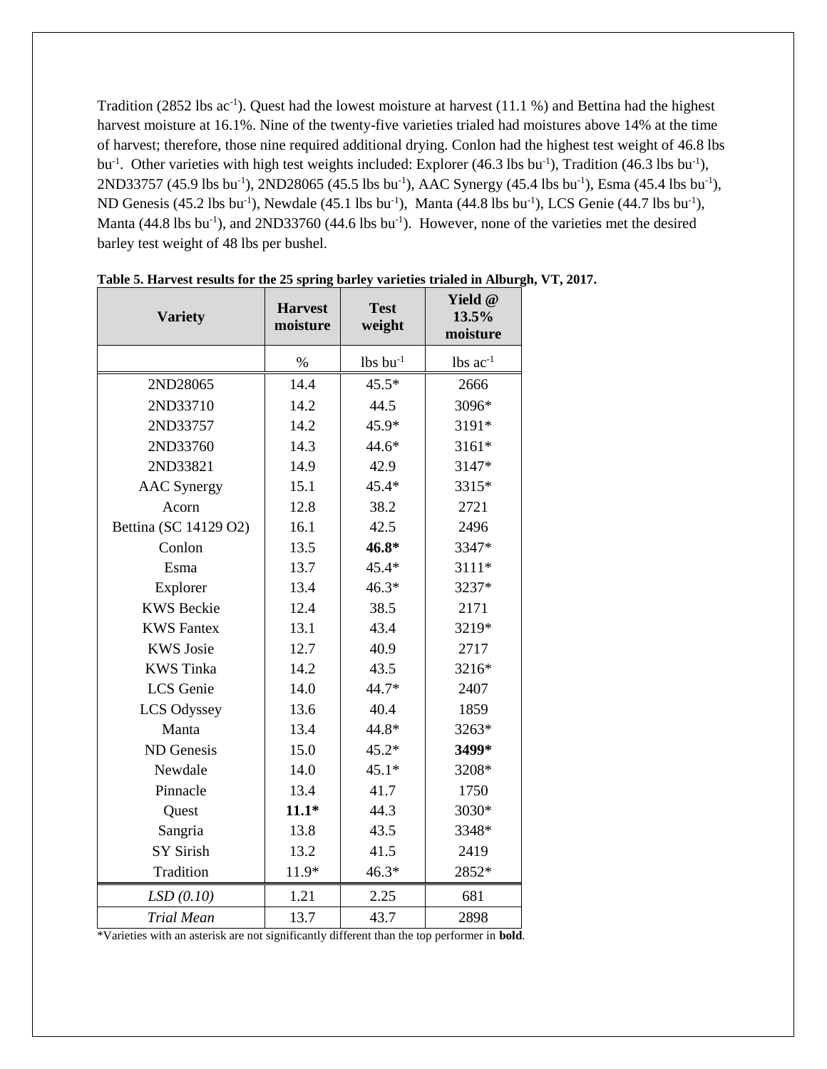Tradition (2852 lbs ac$^{-1}$). Quest had the lowest moisture at harvest (11.1 %) and Bettina had the highest harvest moisture at 16.1%. Nine of the twenty-five varieties trialed had moistures above 14% at the time of harvest; therefore, those nine required additional drying. Conlon had the highest test weight of 46.8 lbs bu$^{-1}$. Other varieties with high test weights included: Explorer (46.3 lbs bu$^{-1}$), Tradition (46.3 lbs bu$^{-1}$), 2ND33757 (45.9 lbs bu$^{-1}$), 2ND28065 (45.5 lbs bu$^{-1}$), AAC Synergy (45.4 lbs bu$^{-1}$), Esma (45.4 lbs bu$^{-1}$), ND Genesis (45.2 lbs bu$^{-1}$), Newdale (45.1 lbs bu$^{-1}$), Manta (44.8 lbs bu$^{-1}$), LCS Genie (44.7 lbs bu$^{-1}$), Manta (44.8 lbs bu$^{-1}$), and 2ND33760 (44.6 lbs bu$^{-1}$). However, none of the varieties met the desired barley test weight of 48 lbs per bushel.

**Table 5. Harvest results for the 25 spring barley varieties trialed in Alburgh, VT, 2017.**

| Variety | Harvest moisture | Test weight | Yield @ 13.5% moisture |
|---|---|---|---|
| | % | lbs bu$^{-1}$ | lbs ac$^{-1}$ |
| 2ND28065 | 14.4 | 45.5* | 2666 |
| 2ND33710 | 14.2 | 44.5 | 3096* |
| 2ND33757 | 14.2 | 45.9* | 3191* |
| 2ND33760 | 14.3 | 44.6* | 3161* |
| 2ND33821 | 14.9 | 42.9 | 3147* |
| AAC Synergy | 15.1 | 45.4* | 3315* |
| Acorn | 12.8 | 38.2 | 2721 |
| Bettina (SC 14129 O2) | 16.1 | 42.5 | 2496 |
| Conlon | 13.5 | **46.8*** | 3347* |
| Esma | 13.7 | 45.4* | 3111* |
| Explorer | 13.4 | 46.3* | 3237* |
| KWS Beckie | 12.4 | 38.5 | 2171 |
| KWS Fantex | 13.1 | 43.4 | 3219* |
| KWS Josie | 12.7 | 40.9 | 2717 |
| KWS Tinka | 14.2 | 43.5 | 3216* |
| LCS Genie | 14.0 | 44.7* | 2407 |
| LCS Odyssey | 13.6 | 40.4 | 1859 |
| Manta | 13.4 | 44.8* | 3263* |
| ND Genesis | 15.0 | 45.2* | **3499*** |
| Newdale | 14.0 | 45.1* | 3208* |
| Pinnacle | 13.4 | 41.7 | 1750 |
| Quest | **11.1*** | 44.3 | 3030* |
| Sangria | 13.8 | 43.5 | 3348* |
| SY Sirish | 13.2 | 41.5 | 2419 |
| Tradition | 11.9* | 46.3* | 2852* |
| *LSD (0.10)* | 1.21 | 2.25 | 681 |
| *Trial Mean* | 13.7 | 43.7 | 2898 |

*Varieties with an asterisk are not significantly different than the top performer in **bold**.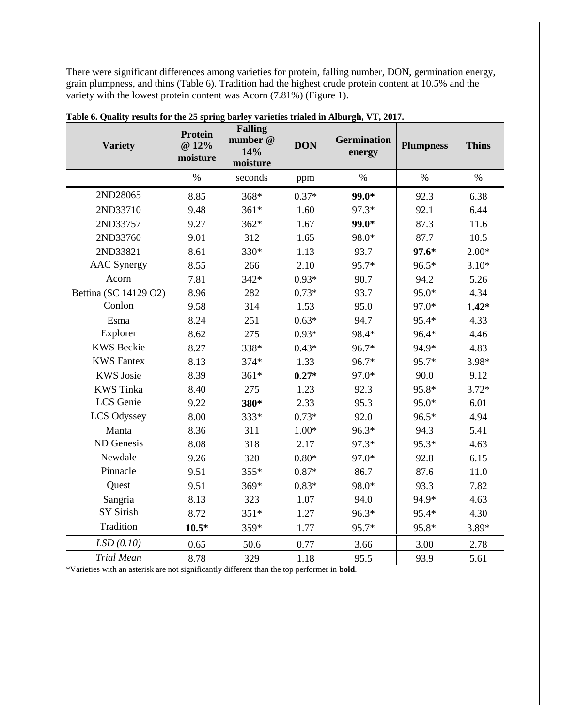There were significant differences among varieties for protein, falling number, DON, germination energy, grain plumpness, and thins (Table 6). Tradition had the highest crude protein content at 10.5% and the variety with the lowest protein content was Acorn (7.81%) (Figure 1).

**Table 6. Quality results for the 25 spring barley varieties trialed in Alburgh, VT, 2017.**

| Variety | Protein @ 12% moisture | Falling number @ 14% moisture | DON | Germination energy | Plumpness | Thins |
|---|---|---|---|---|---|---|
| | % | seconds | ppm | % | % | % |
| 2ND28065 | 8.85 | 368* | 0.37* | **99.0*** | 92.3 | 6.38 |
| 2ND33710 | 9.48 | 361* | 1.60 | 97.3* | 92.1 | 6.44 |
| 2ND33757 | 9.27 | 362* | 1.67 | **99.0*** | 87.3 | 11.6 |
| 2ND33760 | 9.01 | 312 | 1.65 | 98.0* | 87.7 | 10.5 |
| 2ND33821 | 8.61 | 330* | 1.13 | 93.7 | **97.6*** | 2.00* |
| AAC Synergy | 8.55 | 266 | 2.10 | 95.7* | 96.5* | 3.10* |
| Acorn | 7.81 | 342* | 0.93* | 90.7 | 94.2 | 5.26 |
| Bettina (SC 14129 O2) | 8.96 | 282 | 0.73* | 93.7 | 95.0* | 4.34 |
| Conlon | 9.58 | 314 | 1.53 | 95.0 | 97.0* | **1.42*** |
| Esma | 8.24 | 251 | 0.63* | 94.7 | 95.4* | 4.33 |
| Explorer | 8.62 | 275 | 0.93* | 98.4* | 96.4* | 4.46 |
| KWS Beckie | 8.27 | 338* | 0.43* | 96.7* | 94.9* | 4.83 |
| KWS Fantex | 8.13 | 374* | 1.33 | 96.7* | 95.7* | 3.98* |
| KWS Josie | 8.39 | 361* | **0.27*** | 97.0* | 90.0 | 9.12 |
| KWS Tinka | 8.40 | 275 | 1.23 | 92.3 | 95.8* | 3.72* |
| LCS Genie | 9.22 | **380*** | 2.33 | 95.3 | 95.0* | 6.01 |
| LCS Odyssey | 8.00 | 333* | 0.73* | 92.0 | 96.5* | 4.94 |
| Manta | 8.36 | 311 | 1.00* | 96.3* | 94.3 | 5.41 |
| ND Genesis | 8.08 | 318 | 2.17 | 97.3* | 95.3* | 4.63 |
| Newdale | 9.26 | 320 | 0.80* | 97.0* | 92.8 | 6.15 |
| Pinnacle | 9.51 | 355* | 0.87* | 86.7 | 87.6 | 11.0 |
| Quest | 9.51 | 369* | 0.83* | 98.0* | 93.3 | 7.82 |
| Sangria | 8.13 | 323 | 1.07 | 94.0 | 94.9* | 4.63 |
| SY Sirish | 8.72 | 351* | 1.27 | 96.3* | 95.4* | 4.30 |
| Tradition | **10.5*** | 359* | 1.77 | 95.7* | 95.8* | 3.89* |
| *LSD (0.10)* | 0.65 | 50.6 | 0.77 | 3.66 | 3.00 | 2.78 |
| *Trial Mean* | 8.78 | 329 | 1.18 | 95.5 | 93.9 | 5.61 |

*Varieties with an asterisk are not significantly different than the top performer in **bold**.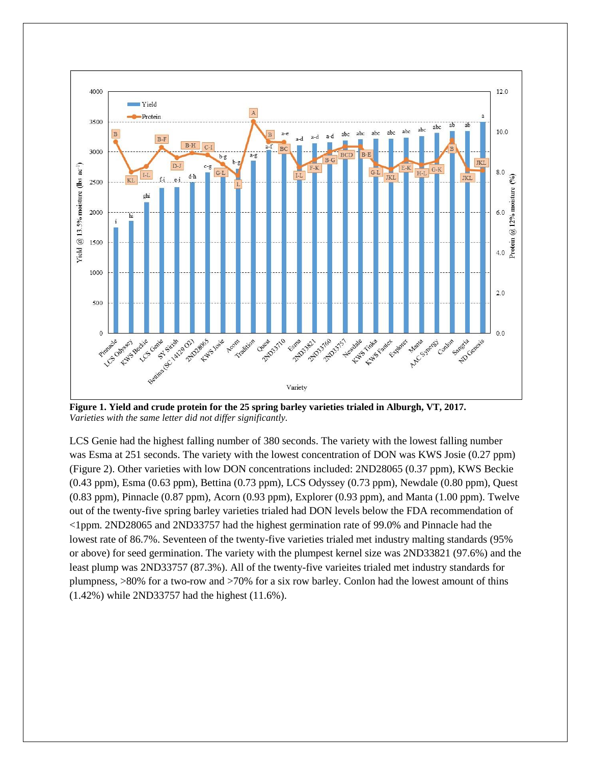**Figure 1. Yield and crude protein for the 25 spring barley varieties trialed in Alburgh, VT, 2017.**
*Varieties with the same letter did not differ significantly.*

LCS Genie had the highest falling number of 380 seconds. The variety with the lowest falling number was Esma at 251 seconds. The variety with the lowest concentration of DON was KWS Josie (0.27 ppm) (Figure 2). Other varieties with low DON concentrations included: 2ND28065 (0.37 ppm), KWS Beckie (0.43 ppm), Esma (0.63 ppm), Bettina (0.73 ppm), LCS Odyssey (0.73 ppm), Newdale (0.80 ppm), Quest (0.83 ppm), Pinnacle (0.87 ppm), Acorn (0.93 ppm), Explorer (0.93 ppm), and Manta (1.00 ppm). Twelve out of the twenty-five spring barley varieties trialed had DON levels below the FDA recommendation of <1ppm. 2ND28065 and 2ND33757 had the highest germination rate of 99.0% and Pinnacle had the lowest rate of 86.7%. Seventeen of the twenty-five varieties trialed met industry malting standards (95% or above) for seed germination. The variety with the plumpest kernel size was 2ND33821 (97.6%) and the least plump was 2ND33757 (87.3%). All of the twenty-five varieites trialed met industry standards for plumpness, >80% for a two-row and >70% for a six row barley. Conlon had the lowest amount of thins (1.42%) while 2ND33757 had the highest (11.6%).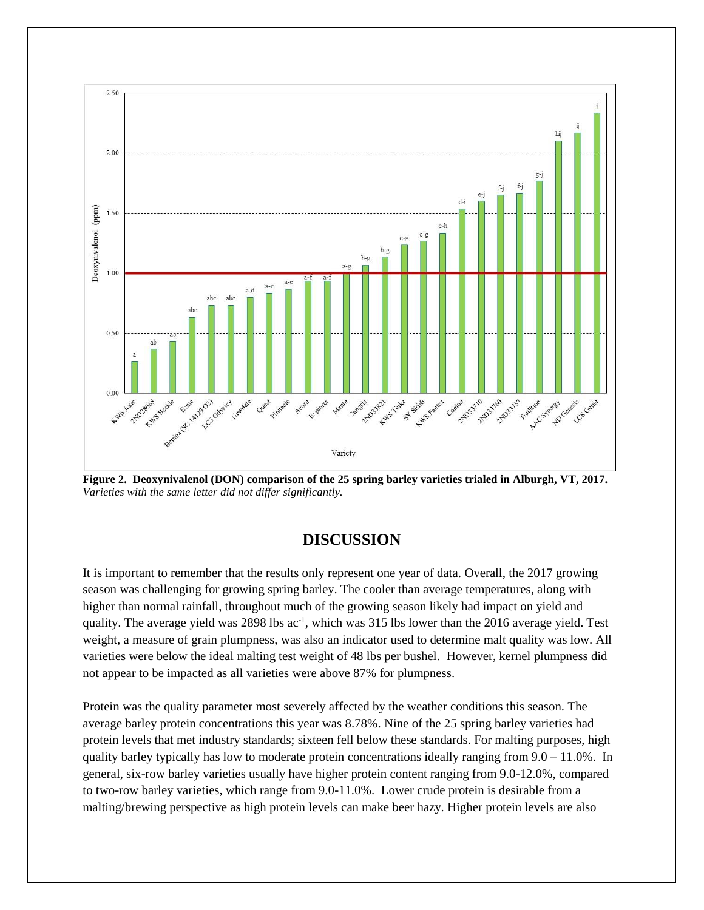**Figure 2. Deoxynivalenol (DON) comparison of the 25 spring barley varieties trialed in Alburgh, VT, 2017.** *Varieties with the same letter did not differ significantly.*

## DISCUSSION

It is important to remember that the results only represent one year of data. Overall, the 2017 growing season was challenging for growing spring barley. The cooler than average temperatures, along with higher than normal rainfall, throughout much of the growing season likely had impact on yield and quality. The average yield was 2898 lbs $ac^{-1}$, which was 315 lbs lower than the 2016 average yield. Test weight, a measure of grain plumpness, was also an indicator used to determine malt quality was low. All varieties were below the ideal malting test weight of 48 lbs per bushel. However, kernel plumpness did not appear to be impacted as all varieties were above 87% for plumpness.

Protein was the quality parameter most severely affected by the weather conditions this season. The average barley protein concentrations this year was 8.78%. Nine of the 25 spring barley varieties had protein levels that met industry standards; sixteen fell below these standards. For malting purposes, high quality barley typically has low to moderate protein concentrations ideally ranging from 9.0 – 11.0%. In general, six-row barley varieties usually have higher protein content ranging from 9.0-12.0%, compared to two-row barley varieties, which range from 9.0-11.0%. Lower crude protein is desirable from a malting/brewing perspective as high protein levels can make beer hazy. Higher protein levels are also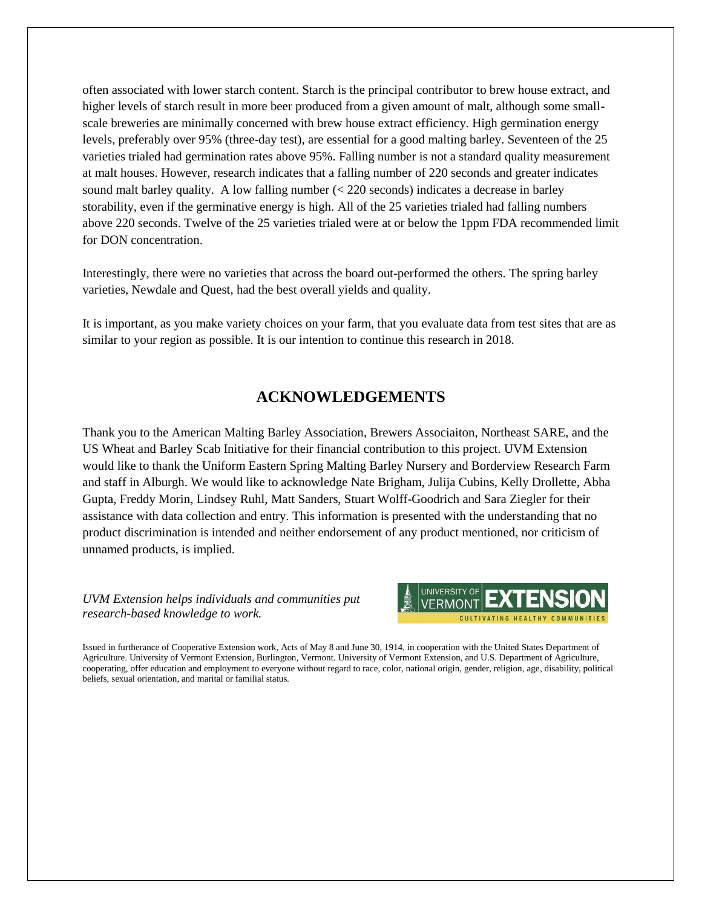often associated with lower starch content. Starch is the principal contributor to brew house extract, and higher levels of starch result in more beer produced from a given amount of malt, although some small-scale breweries are minimally concerned with brew house extract efficiency. High germination energy levels, preferably over 95% (three-day test), are essential for a good malting barley. Seventeen of the 25 varieties trialed had germination rates above 95%. Falling number is not a standard quality measurement at malt houses. However, research indicates that a falling number of 220 seconds and greater indicates sound malt barley quality. A low falling number (< 220 seconds) indicates a decrease in barley storability, even if the germinative energy is high. All of the 25 varieties trialed had falling numbers above 220 seconds. Twelve of the 25 varieties trialed were at or below the 1ppm FDA recommended limit for DON concentration.

Interestingly, there were no varieties that across the board out-performed the others. The spring barley varieties, Newdale and Quest, had the best overall yields and quality.

It is important, as you make variety choices on your farm, that you evaluate data from test sites that are as similar to your region as possible. It is our intention to continue this research in 2018.

## ACKNOWLEDGEMENTS

Thank you to the American Malting Barley Association, Brewers Associaiton, Northeast SARE, and the US Wheat and Barley Scab Initiative for their financial contribution to this project. UVM Extension would like to thank the Uniform Eastern Spring Malting Barley Nursery and Borderview Research Farm and staff in Alburgh. We would like to acknowledge Nate Brigham, Julija Cubins, Kelly Drollette, Abha Gupta, Freddy Morin, Lindsey Ruhl, Matt Sanders, Stuart Wolff-Goodrich and Sara Ziegler for their assistance with data collection and entry. This information is presented with the understanding that no product discrimination is intended and neither endorsement of any product mentioned, nor criticism of unnamed products, is implied.

*UVM Extension helps individuals and communities put research-based knowledge to work.*

UNIVERSITY OF VERMONT EXTENSION
CULTIVATING HEALTHY COMMUNITIES

Issued in furtherance of Cooperative Extension work, Acts of May 8 and June 30, 1914, in cooperation with the United States Department of Agriculture. University of Vermont Extension, Burlington, Vermont. University of Vermont Extension, and U.S. Department of Agriculture, cooperating, offer education and employment to everyone without regard to race, color, national origin, gender, religion, age, disability, political beliefs, sexual orientation, and marital or familial status.